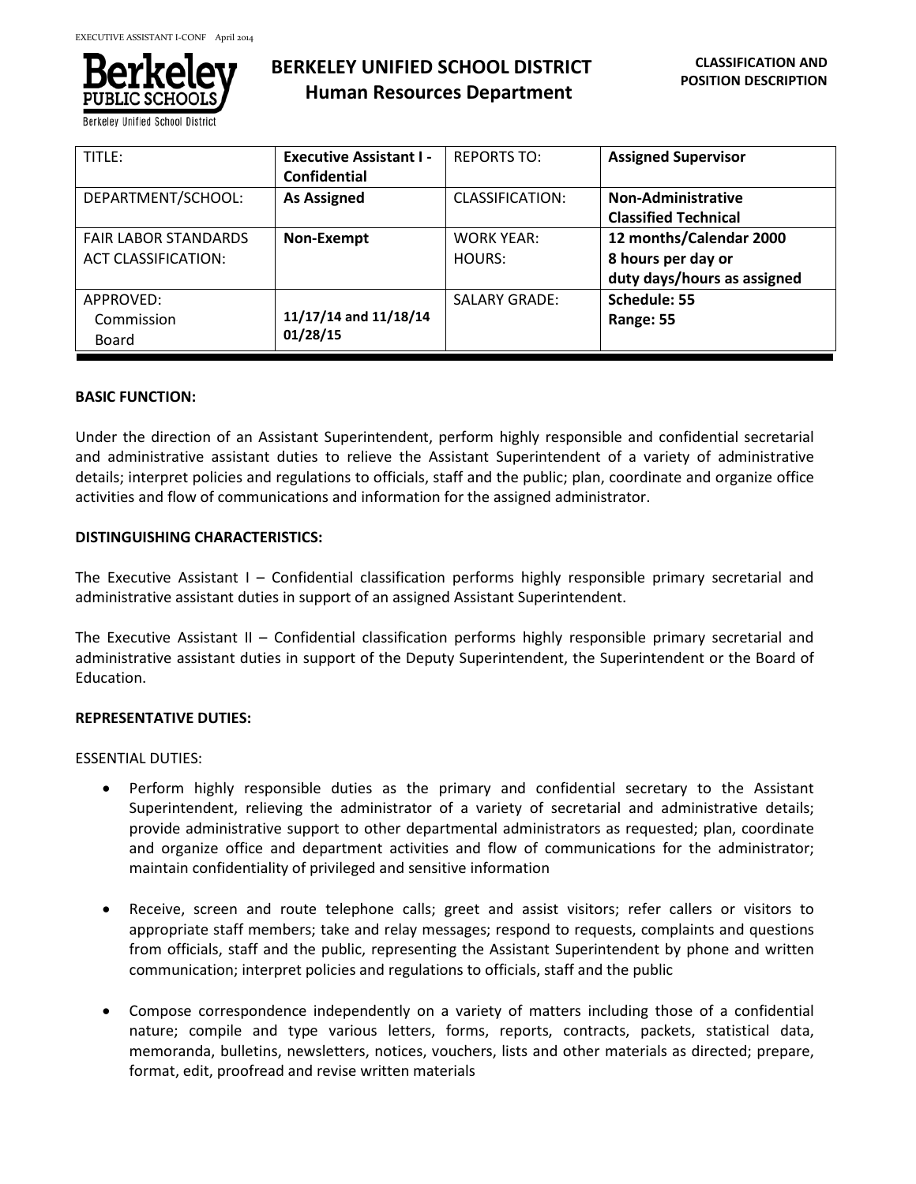# BERKELEY UNIFIED SCHOOL DISTRICT
## Human Resources Department

**CLASSIFICATION AND POSITION DESCRIPTION**

| TITLE: | **Executive Assistant I - Confidential** | REPORTS TO: | **Assigned Supervisor** |
|---|---|---|---|
| DEPARTMENT/SCHOOL: | **As Assigned** | CLASSIFICATION: | **Non-Administrative Classified Technical** |
| FAIR LABOR STANDARDS ACT CLASSIFICATION: | **Non-Exempt** | WORK YEAR: HOURS: | **12 months/Calendar 2000 8 hours per day or duty days/hours as assigned** |
| APPROVED: Commission Board | **11/17/14 and 11/18/14 01/28/15** | SALARY GRADE: | **Schedule: 55 Range: 55** |

**BASIC FUNCTION:**

Under the direction of an Assistant Superintendent, perform highly responsible and confidential secretarial and administrative assistant duties to relieve the Assistant Superintendent of a variety of administrative details; interpret policies and regulations to officials, staff and the public; plan, coordinate and organize office activities and flow of communications and information for the assigned administrator.

**DISTINGUISHING CHARACTERISTICS:**

The Executive Assistant I – Confidential classification performs highly responsible primary secretarial and administrative assistant duties in support of an assigned Assistant Superintendent.

The Executive Assistant II – Confidential classification performs highly responsible primary secretarial and administrative assistant duties in support of the Deputy Superintendent, the Superintendent or the Board of Education.

**REPRESENTATIVE DUTIES:**

ESSENTIAL DUTIES:

- Perform highly responsible duties as the primary and confidential secretary to the Assistant Superintendent, relieving the administrator of a variety of secretarial and administrative details; provide administrative support to other departmental administrators as requested; plan, coordinate and organize office and department activities and flow of communications for the administrator; maintain confidentiality of privileged and sensitive information

- Receive, screen and route telephone calls; greet and assist visitors; refer callers or visitors to appropriate staff members; take and relay messages; respond to requests, complaints and questions from officials, staff and the public, representing the Assistant Superintendent by phone and written communication; interpret policies and regulations to officials, staff and the public

- Compose correspondence independently on a variety of matters including those of a confidential nature; compile and type various letters, forms, reports, contracts, packets, statistical data, memoranda, bulletins, newsletters, notices, vouchers, lists and other materials as directed; prepare, format, edit, proofread and revise written materials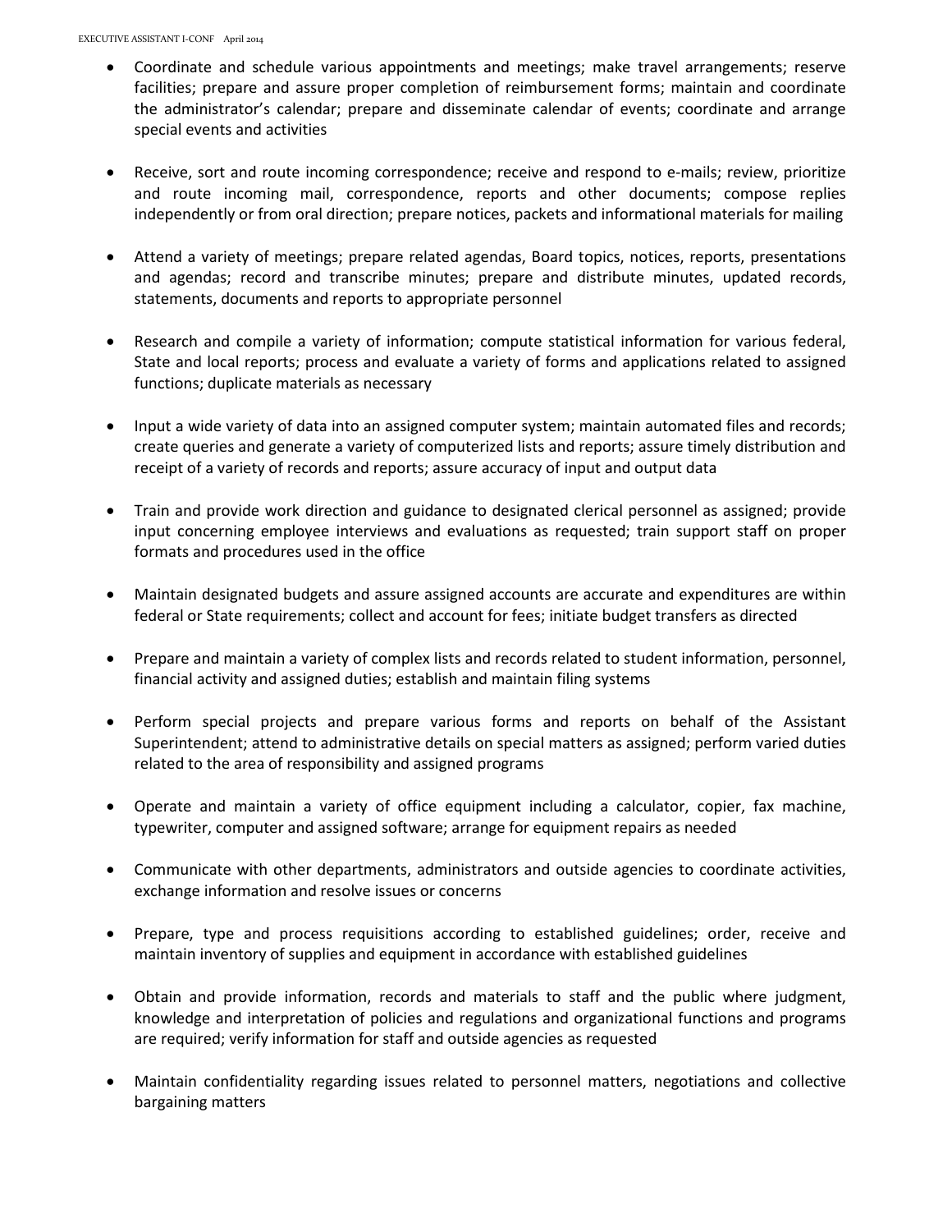- Coordinate and schedule various appointments and meetings; make travel arrangements; reserve facilities; prepare and assure proper completion of reimbursement forms; maintain and coordinate the administrator's calendar; prepare and disseminate calendar of events; coordinate and arrange special events and activities

- Receive, sort and route incoming correspondence; receive and respond to e-mails; review, prioritize and route incoming mail, correspondence, reports and other documents; compose replies independently or from oral direction; prepare notices, packets and informational materials for mailing

- Attend a variety of meetings; prepare related agendas, Board topics, notices, reports, presentations and agendas; record and transcribe minutes; prepare and distribute minutes, updated records, statements, documents and reports to appropriate personnel

- Research and compile a variety of information; compute statistical information for various federal, State and local reports; process and evaluate a variety of forms and applications related to assigned functions; duplicate materials as necessary

- Input a wide variety of data into an assigned computer system; maintain automated files and records; create queries and generate a variety of computerized lists and reports; assure timely distribution and receipt of a variety of records and reports; assure accuracy of input and output data

- Train and provide work direction and guidance to designated clerical personnel as assigned; provide input concerning employee interviews and evaluations as requested; train support staff on proper formats and procedures used in the office

- Maintain designated budgets and assure assigned accounts are accurate and expenditures are within federal or State requirements; collect and account for fees; initiate budget transfers as directed

- Prepare and maintain a variety of complex lists and records related to student information, personnel, financial activity and assigned duties; establish and maintain filing systems

- Perform special projects and prepare various forms and reports on behalf of the Assistant Superintendent; attend to administrative details on special matters as assigned; perform varied duties related to the area of responsibility and assigned programs

- Operate and maintain a variety of office equipment including a calculator, copier, fax machine, typewriter, computer and assigned software; arrange for equipment repairs as needed

- Communicate with other departments, administrators and outside agencies to coordinate activities, exchange information and resolve issues or concerns

- Prepare, type and process requisitions according to established guidelines; order, receive and maintain inventory of supplies and equipment in accordance with established guidelines

- Obtain and provide information, records and materials to staff and the public where judgment, knowledge and interpretation of policies and regulations and organizational functions and programs are required; verify information for staff and outside agencies as requested

- Maintain confidentiality regarding issues related to personnel matters, negotiations and collective bargaining matters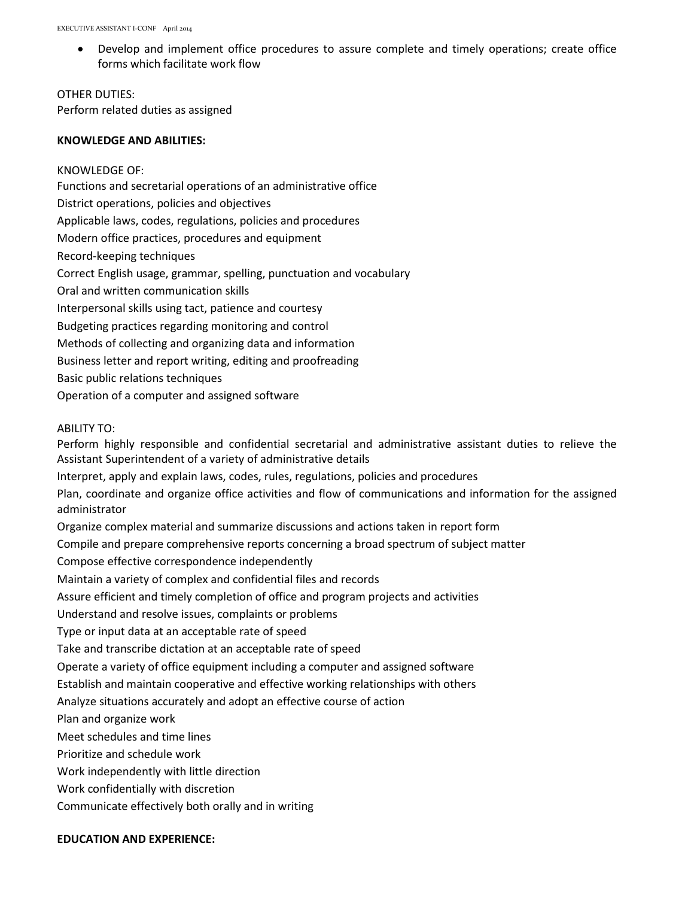- Develop and implement office procedures to assure complete and timely operations; create office forms which facilitate work flow

OTHER DUTIES:
Perform related duties as assigned

**KNOWLEDGE AND ABILITIES:**

KNOWLEDGE OF:
Functions and secretarial operations of an administrative office
District operations, policies and objectives
Applicable laws, codes, regulations, policies and procedures
Modern office practices, procedures and equipment
Record-keeping techniques
Correct English usage, grammar, spelling, punctuation and vocabulary
Oral and written communication skills
Interpersonal skills using tact, patience and courtesy
Budgeting practices regarding monitoring and control
Methods of collecting and organizing data and information
Business letter and report writing, editing and proofreading
Basic public relations techniques
Operation of a computer and assigned software

ABILITY TO:
Perform highly responsible and confidential secretarial and administrative assistant duties to relieve the Assistant Superintendent of a variety of administrative details
Interpret, apply and explain laws, codes, rules, regulations, policies and procedures
Plan, coordinate and organize office activities and flow of communications and information for the assigned administrator
Organize complex material and summarize discussions and actions taken in report form
Compile and prepare comprehensive reports concerning a broad spectrum of subject matter
Compose effective correspondence independently
Maintain a variety of complex and confidential files and records
Assure efficient and timely completion of office and program projects and activities
Understand and resolve issues, complaints or problems
Type or input data at an acceptable rate of speed
Take and transcribe dictation at an acceptable rate of speed
Operate a variety of office equipment including a computer and assigned software
Establish and maintain cooperative and effective working relationships with others
Analyze situations accurately and adopt an effective course of action
Plan and organize work
Meet schedules and time lines
Prioritize and schedule work
Work independently with little direction
Work confidentially with discretion
Communicate effectively both orally and in writing

**EDUCATION AND EXPERIENCE:**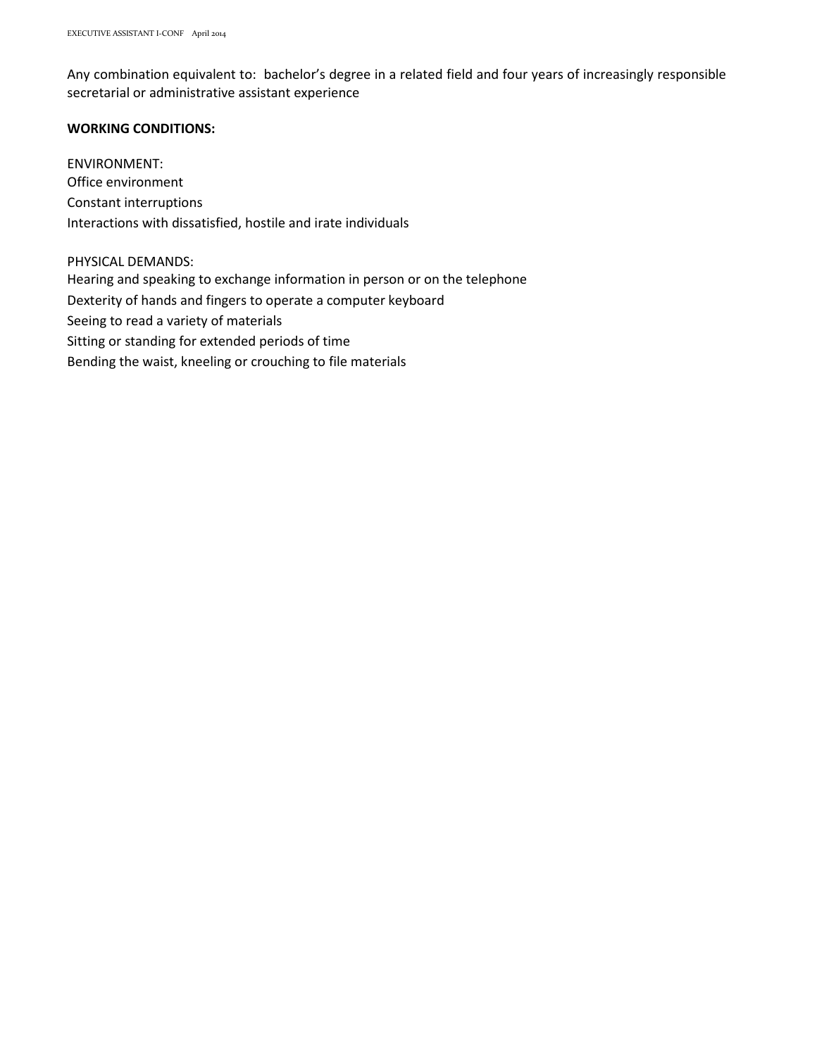Any combination equivalent to: bachelor's degree in a related field and four years of increasingly responsible secretarial or administrative assistant experience

**WORKING CONDITIONS:**

ENVIRONMENT:
Office environment
Constant interruptions
Interactions with dissatisfied, hostile and irate individuals

PHYSICAL DEMANDS:
Hearing and speaking to exchange information in person or on the telephone
Dexterity of hands and fingers to operate a computer keyboard
Seeing to read a variety of materials
Sitting or standing for extended periods of time
Bending the waist, kneeling or crouching to file materials